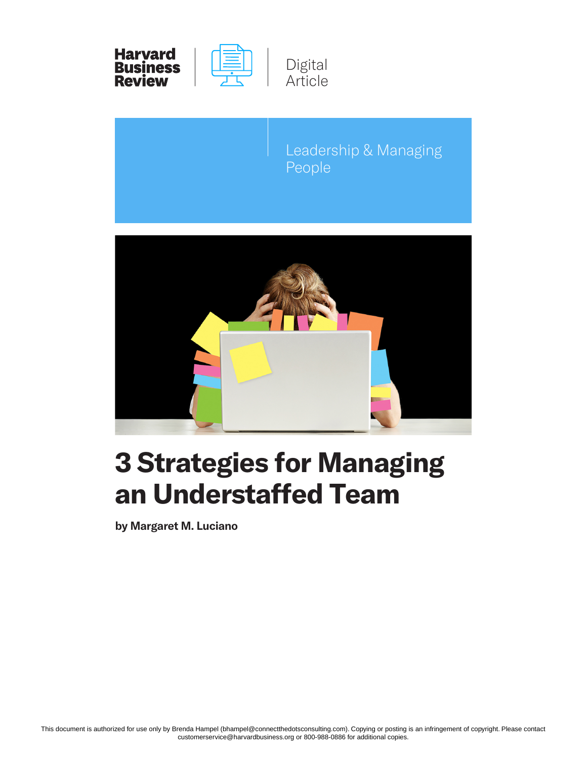Harvard Business Review

Digital Article

Leadership & Managing People

# 3 Strategies for Managing an Understaffed Team

**by Margaret M. Luciano**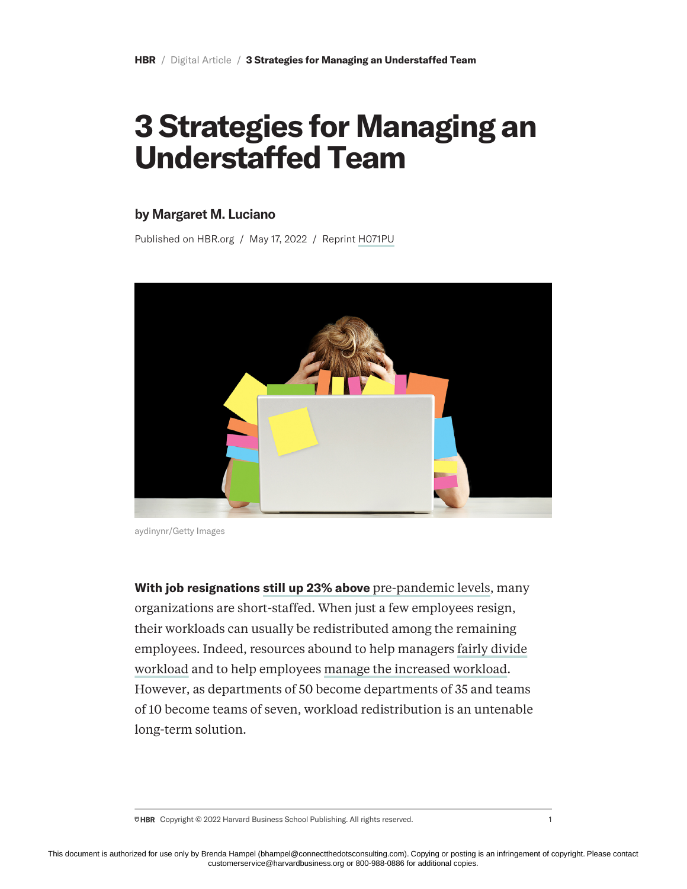HBR / Digital Article / 3 Strategies for Managing an Understaffed Team

# 3 Strategies for Managing an Understaffed Team

### by Margaret M. Luciano

Published on HBR.org / May 17, 2022 / Reprint H071PU

aydinynr/Getty Images

**With job resignations still up 23% above** pre-pandemic levels, many organizations are short-staffed. When just a few employees resign, their workloads can usually be redistributed among the remaining employees. Indeed, resources abound to help managers fairly divide workload and to help employees manage the increased workload. However, as departments of 50 become departments of 35 and teams of 10 become teams of seven, workload redistribution is an untenable long-term solution.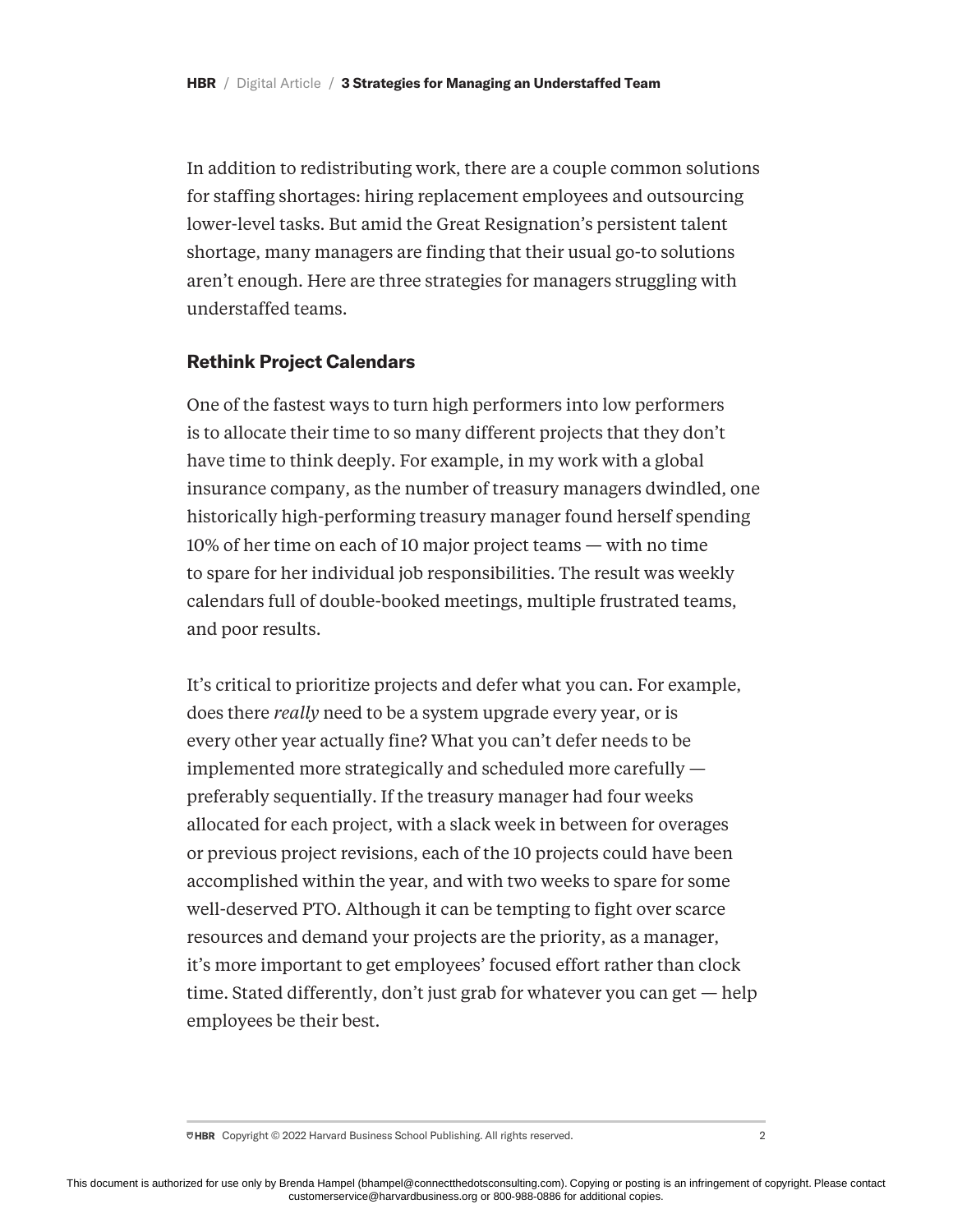In addition to redistributing work, there are a couple common solutions for staffing shortages: hiring replacement employees and outsourcing lower-level tasks. But amid the Great Resignation's persistent talent shortage, many managers are finding that their usual go-to solutions aren't enough. Here are three strategies for managers struggling with understaffed teams.

## Rethink Project Calendars

One of the fastest ways to turn high performers into low performers is to allocate their time to so many different projects that they don't have time to think deeply. For example, in my work with a global insurance company, as the number of treasury managers dwindled, one historically high-performing treasury manager found herself spending 10% of her time on each of 10 major project teams — with no time to spare for her individual job responsibilities. The result was weekly calendars full of double-booked meetings, multiple frustrated teams, and poor results.

It's critical to prioritize projects and defer what you can. For example, does there *really* need to be a system upgrade every year, or is every other year actually fine? What you can't defer needs to be implemented more strategically and scheduled more carefully — preferably sequentially. If the treasury manager had four weeks allocated for each project, with a slack week in between for overages or previous project revisions, each of the 10 projects could have been accomplished within the year, and with two weeks to spare for some well-deserved PTO. Although it can be tempting to fight over scarce resources and demand your projects are the priority, as a manager, it's more important to get employees' focused effort rather than clock time. Stated differently, don't just grab for whatever you can get — help employees be their best.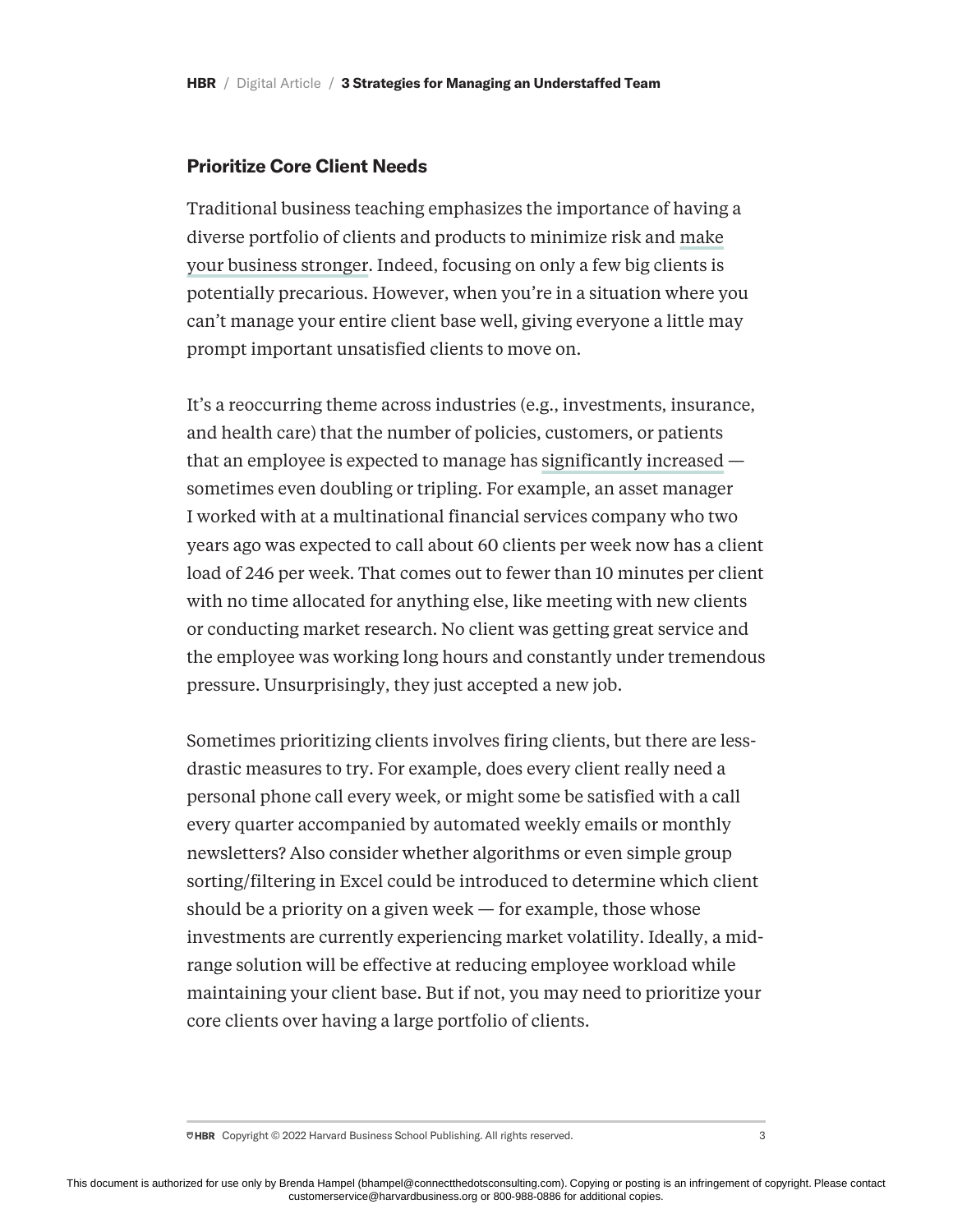### Prioritize Core Client Needs

Traditional business teaching emphasizes the importance of having a diverse portfolio of clients and products to minimize risk and make your business stronger. Indeed, focusing on only a few big clients is potentially precarious. However, when you're in a situation where you can't manage your entire client base well, giving everyone a little may prompt important unsatisfied clients to move on.

It's a reoccurring theme across industries (e.g., investments, insurance, and health care) that the number of policies, customers, or patients that an employee is expected to manage has significantly increased — sometimes even doubling or tripling. For example, an asset manager I worked with at a multinational financial services company who two years ago was expected to call about 60 clients per week now has a client load of 246 per week. That comes out to fewer than 10 minutes per client with no time allocated for anything else, like meeting with new clients or conducting market research. No client was getting great service and the employee was working long hours and constantly under tremendous pressure. Unsurprisingly, they just accepted a new job.

Sometimes prioritizing clients involves firing clients, but there are less-drastic measures to try. For example, does every client really need a personal phone call every week, or might some be satisfied with a call every quarter accompanied by automated weekly emails or monthly newsletters? Also consider whether algorithms or even simple group sorting/filtering in Excel could be introduced to determine which client should be a priority on a given week — for example, those whose investments are currently experiencing market volatility. Ideally, a mid-range solution will be effective at reducing employee workload while maintaining your client base. But if not, you may need to prioritize your core clients over having a large portfolio of clients.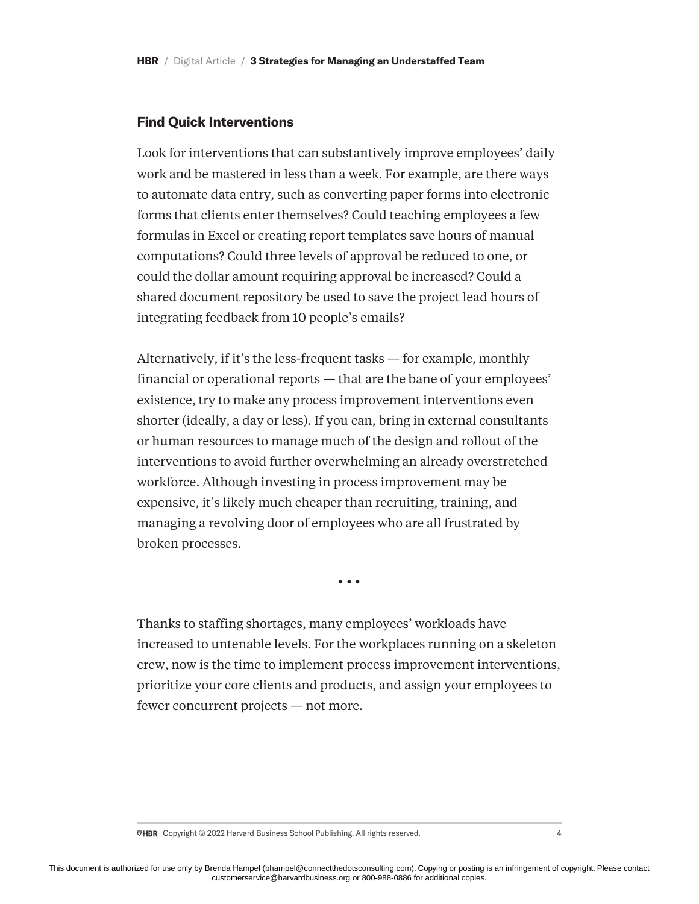### Find Quick Interventions

Look for interventions that can substantively improve employees' daily work and be mastered in less than a week. For example, are there ways to automate data entry, such as converting paper forms into electronic forms that clients enter themselves? Could teaching employees a few formulas in Excel or creating report templates save hours of manual computations? Could three levels of approval be reduced to one, or could the dollar amount requiring approval be increased? Could a shared document repository be used to save the project lead hours of integrating feedback from 10 people's emails?

Alternatively, if it's the less-frequent tasks — for example, monthly financial or operational reports — that are the bane of your employees' existence, try to make any process improvement interventions even shorter (ideally, a day or less). If you can, bring in external consultants or human resources to manage much of the design and rollout of the interventions to avoid further overwhelming an already overstretched workforce. Although investing in process improvement may be expensive, it's likely much cheaper than recruiting, training, and managing a revolving door of employees who are all frustrated by broken processes.

• • •

Thanks to staffing shortages, many employees' workloads have increased to untenable levels. For the workplaces running on a skeleton crew, now is the time to implement process improvement interventions, prioritize your core clients and products, and assign your employees to fewer concurrent projects — not more.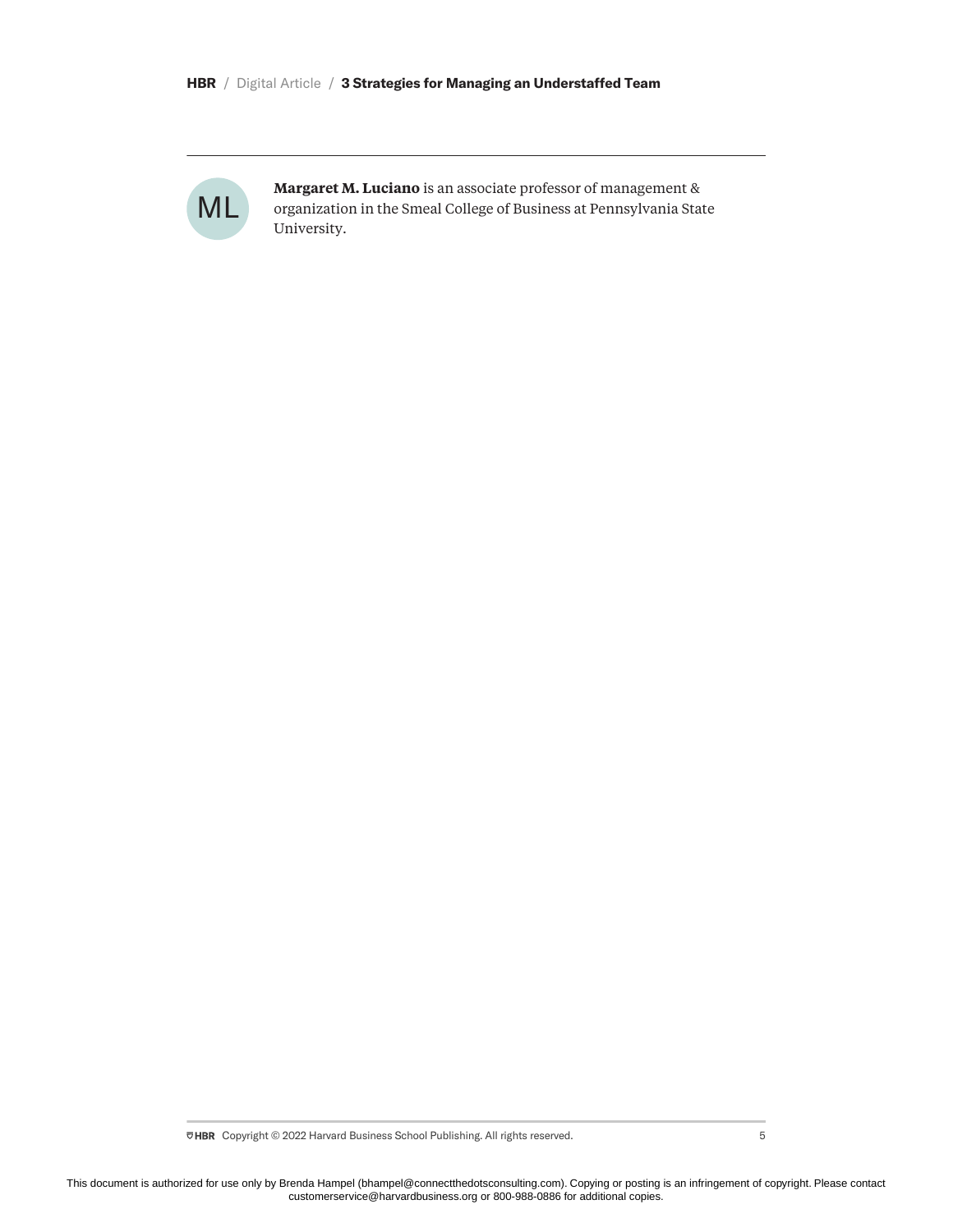ML

**Margaret M. Luciano** is an associate professor of management & organization in the Smeal College of Business at Pennsylvania State University.

This document is authorized for use only by Brenda Hampel (bhampel@connectthedotsconsulting.com). Copying or posting is an infringement of copyright. Please contact customerservice@harvardbusiness.org or 800-988-0886 for additional copies.